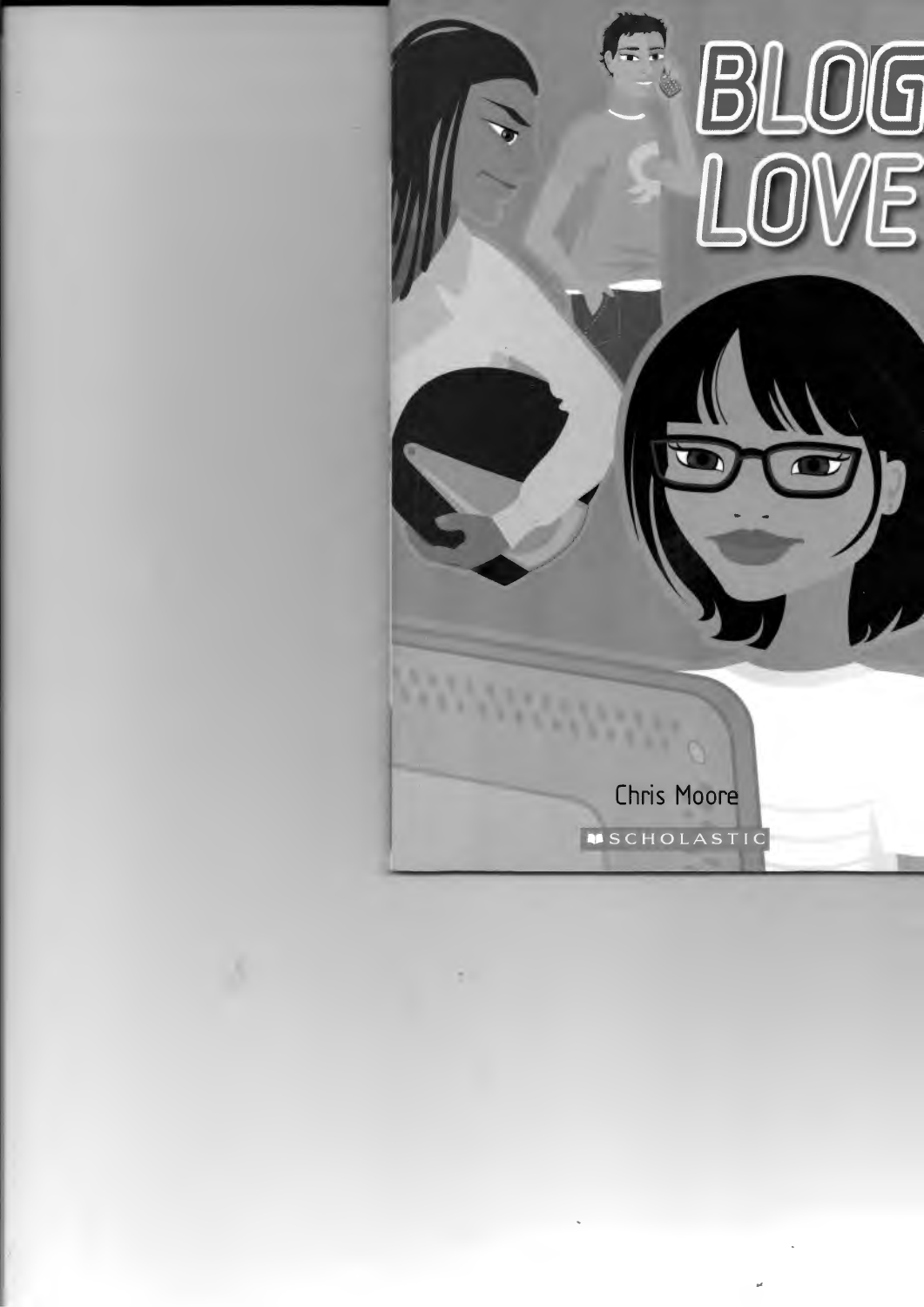# BLOG LOVE

Chris Moore

SCHOLASTIC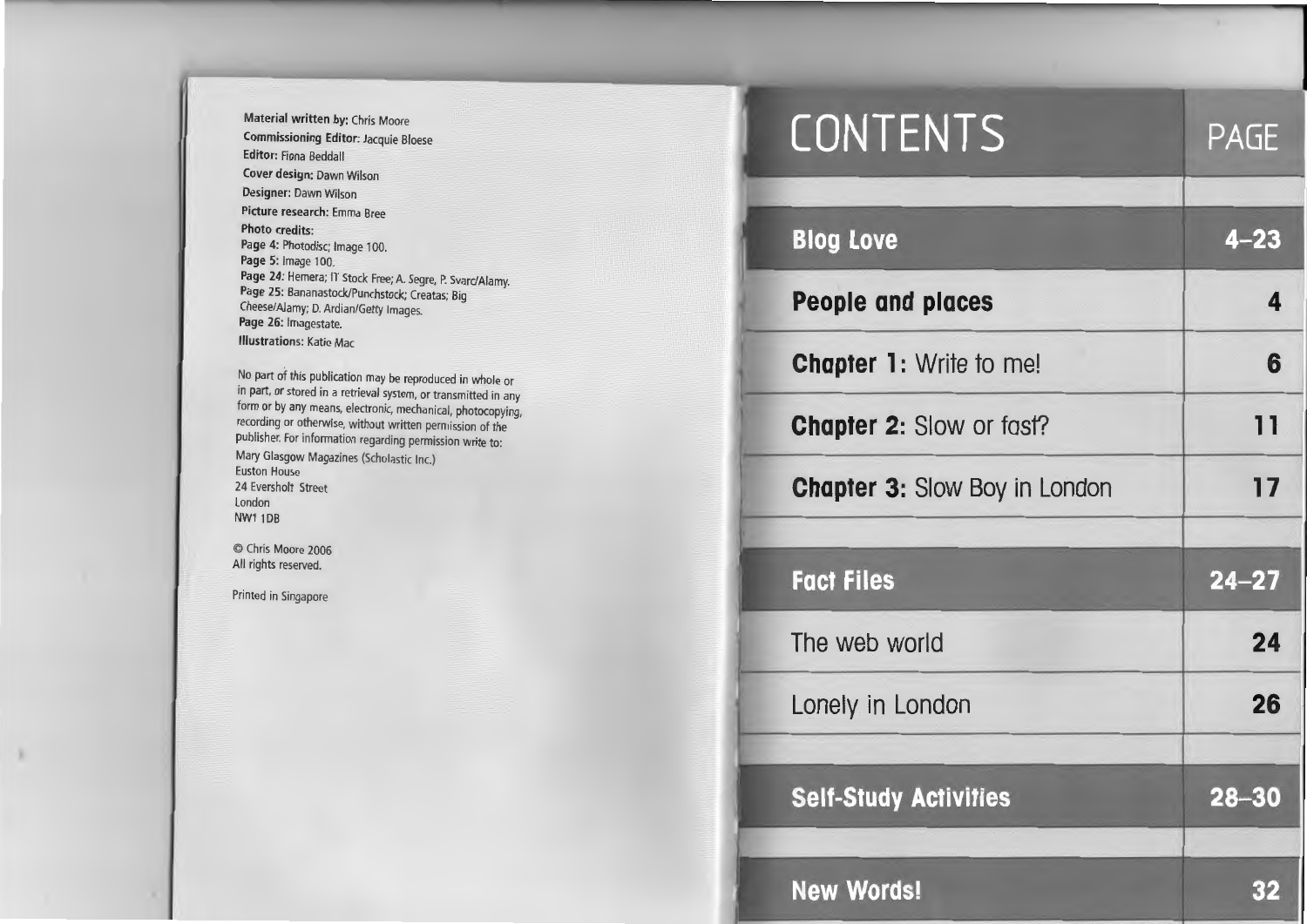**Material written by:** Chris Moore
**Commissioning Editor:** Jacquie Bloese
**Editor:** Fiona Beddall
**Cover design:** Dawn Wilson
**Designer:** Dawn Wilson
**Picture research:** Emma Bree
**Photo credits:**
**Page 4:** Photodisc; Image 100.
**Page 5:** Image 100.
**Page 24:** Hemera; IT Stock Free; A. Segre, P. Svarc/Alamy.
**Page 25:** Bananastock/Punchstock; Creatas; Big Cheese/Alamy; D. Ardian/Getty Images.
**Page 26:** Imagestate.
**Illustrations:** Katie Mac

No part of this publication may be reproduced in whole or in part, or stored in a retrieval system, or transmitted in any form or by any means, electronic, mechanical, photocopying, recording or otherwise, without written permission of the publisher. For information regarding permission write to:
Mary Glasgow Magazines (Scholastic Inc.)
Euston House
24 Eversholt Street
London
NW1 1DB

© Chris Moore 2006
All rights reserved.

Printed in Singapore

# CONTENTS

| CONTENTS | PAGE |
|---|---|
| **Blog Love** | **4–23** |
| **People and places** | **4** |
| **Chapter 1:** Write to me! | **6** |
| **Chapter 2:** Slow or fast? | **11** |
| **Chapter 3:** Slow Boy in London | **17** |
| **Fact Files** | **24–27** |
| The web world | **24** |
| Lonely in London | **26** |
| **Self-Study Activities** | **28–30** |
| **New Words!** | **32** |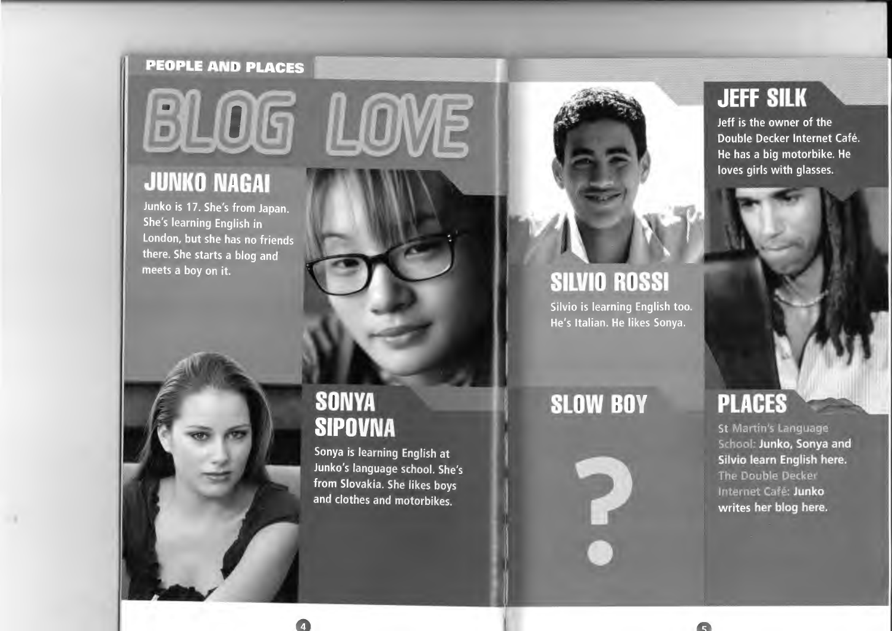# PEOPLE AND PLACES

# BLOG LOVE

## JUNKO NAGAI

Junko is 17. She's from Japan. She's learning English in London, but she has no friends there. She starts a blog and meets a boy on it.

## SONYA SIPOVNA

Sonya is learning English at Junko's language school. She's from Slovakia. She likes boys and clothes and motorbikes.

## SILVIO ROSSI

Silvio is learning English too. He's Italian. He likes Sonya.

## SLOW BOY

?

## JEFF SILK

Jeff is the owner of the Double Decker Internet Café. He has a big motorbike. He loves girls with glasses.

## PLACES

St Martin's Language School: **Junko, Sonya and Silvio learn English here.**

The Double Decker Internet Café: **Junko writes her blog here.**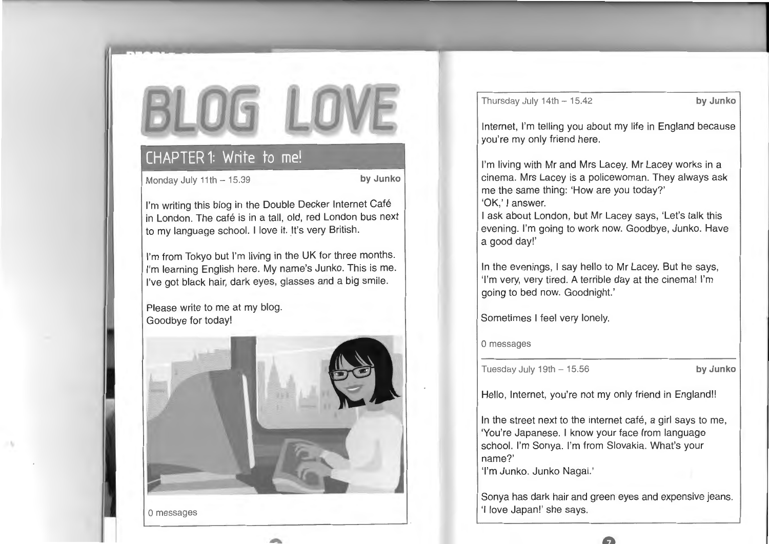# BLOG LOVE

## CHAPTER 1: Write to me!

Monday July 11th – 15.39 **by Junko**

I'm writing this blog in the Double Decker Internet Café in London. The café is in a tall, old, red London bus next to my language school. I love it. It's very British.

I'm from Tokyo but I'm living in the UK for three months. I'm learning English here. My name's Junko. This is me. I've got black hair, dark eyes, glasses and a big smile.

Please write to me at my blog.
Goodbye for today!

0 messages

Thursday July 14th – 15.42 **by Junko**

Internet, I'm telling you about my life in England because you're my only friend here.

I'm living with Mr and Mrs Lacey. Mr Lacey works in a cinema. Mrs Lacey is a policewoman. They always ask me the same thing: 'How are you today?'
'OK,' I answer.
I ask about London, but Mr Lacey says, 'Let's talk this evening. I'm going to work now. Goodbye, Junko. Have a good day!'

In the evenings, I say hello to Mr Lacey. But he says, 'I'm very, very tired. A terrible day at the cinema! I'm going to bed now. Goodnight.'

Sometimes I feel very lonely.

0 messages

Tuesday July 19th – 15.56 **by Junko**

Hello, Internet, you're not my only friend in England!!

In the street next to the internet café, a girl says to me, 'You're Japanese. I know your face from language school. I'm Sonya. I'm from Slovakia. What's your name?'
'I'm Junko. Junko Nagai.'

Sonya has dark hair and green eyes and expensive jeans. 'I love Japan!' she says.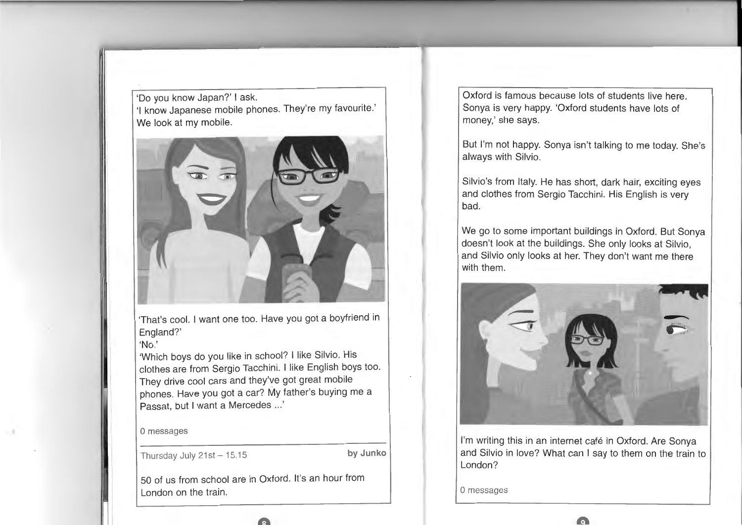'Do you know Japan?' I ask.
'I know Japanese mobile phones. They're my favourite.'
We look at my mobile.

'That's cool. I want one too. Have you got a boyfriend in England?'
'No.'
'Which boys do you like in school? I like Silvio. His clothes are from Sergio Tacchini. I like English boys too. They drive cool cars and they've got great mobile phones. Have you got a car? My father's buying me a Passat, but I want a Mercedes ...'

0 messages

---

Thursday July 21st – 15.15 **by Junko**

50 of us from school are in Oxford. It's an hour from London on the train.

Oxford is famous because lots of students live here. Sonya is very happy. 'Oxford students have lots of money,' she says.

But I'm not happy. Sonya isn't talking to me today. She's always with Silvio.

Silvio's from Italy. He has short, dark hair, exciting eyes and clothes from Sergio Tacchini. His English is very bad.

We go to some important buildings in Oxford. But Sonya doesn't look at the buildings. She only looks at Silvio, and Silvio only looks at her. They don't want me there with them.

I'm writing this in an internet café in Oxford. Are Sonya and Silvio in love? What can I say to them on the train to London?

0 messages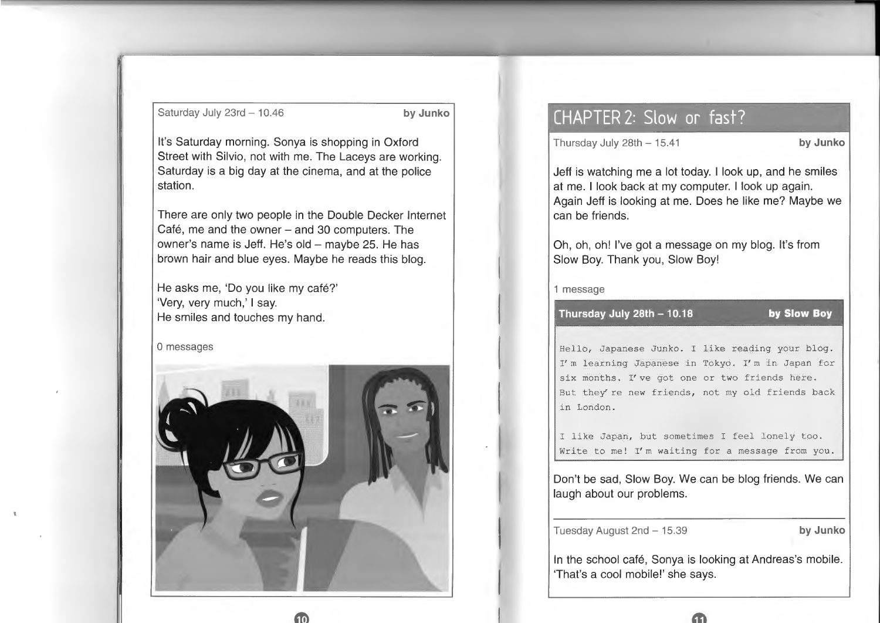Saturday July 23rd – 10.46 **by Junko**

It's Saturday morning. Sonya is shopping in Oxford Street with Silvio, not with me. The Laceys are working. Saturday is a big day at the cinema, and at the police station.

There are only two people in the Double Decker Internet Café, me and the owner – and 30 computers. The owner's name is Jeff. He's old – maybe 25. He has brown hair and blue eyes. Maybe he reads this blog.

He asks me, 'Do you like my café?'
'Very, very much,' I say.
He smiles and touches my hand.

0 messages

## CHAPTER 2: Slow or fast?

Thursday July 28th – 15.41 **by Junko**

Jeff is watching me a lot today. I look up, and he smiles at me. I look back at my computer. I look up again. Again Jeff is looking at me. Does he like me? Maybe we can be friends.

Oh, oh, oh! I've got a message on my blog. It's from Slow Boy. Thank you, Slow Boy!

1 message

**Thursday July 28th – 10.18** **by Slow Boy**

Hello, Japanese Junko. I like reading your blog. I'm learning Japanese in Tokyo. I'm in Japan for six months. I've got one or two friends here. But they're new friends, not my old friends back in London.

I like Japan, but sometimes I feel lonely too. Write to me! I'm waiting for a message from you.

Don't be sad, Slow Boy. We can be blog friends. We can laugh about our problems.

Tuesday August 2nd – 15.39 **by Junko**

In the school café, Sonya is looking at Andreas's mobile. 'That's a cool mobile!' she says.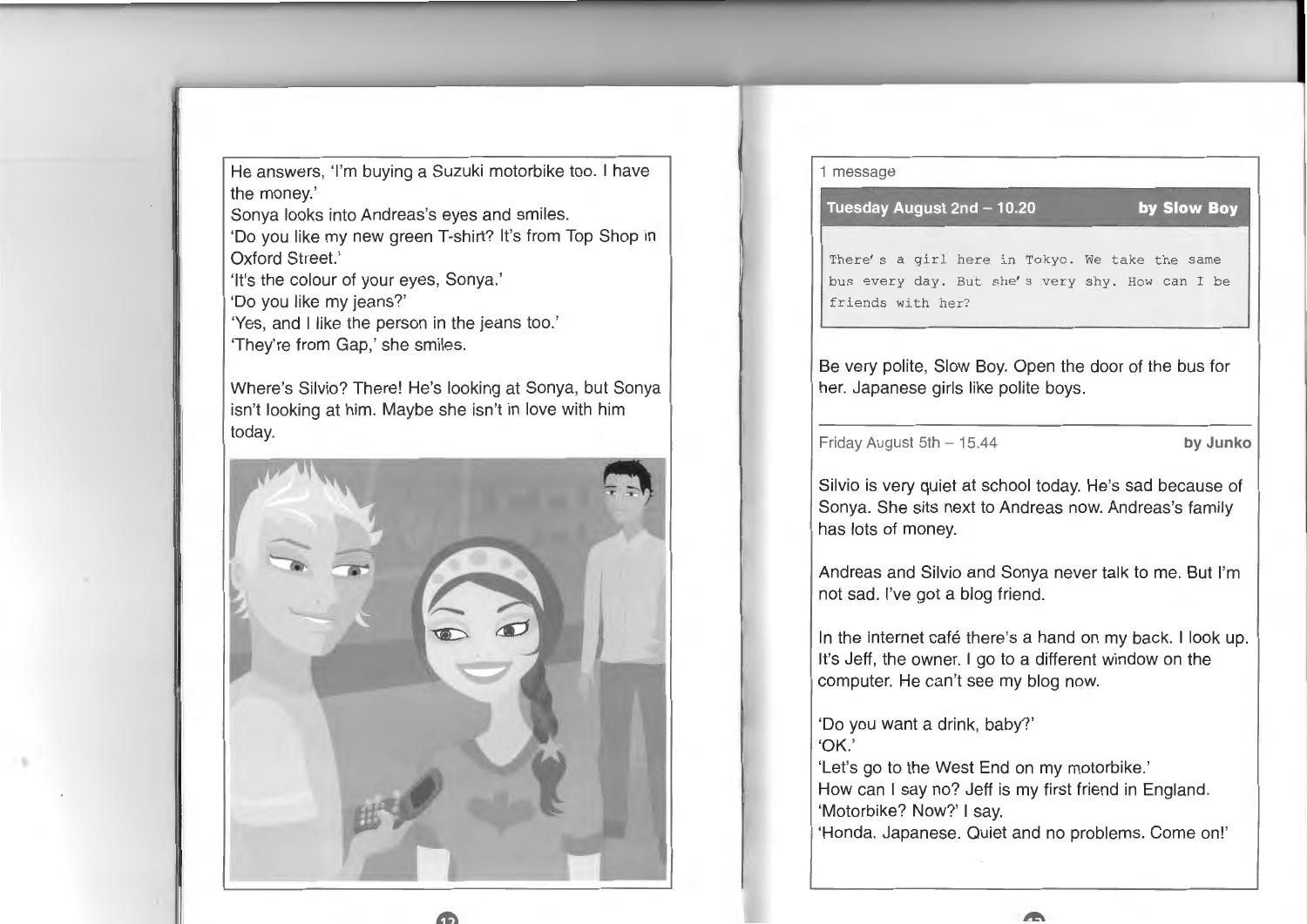He answers, 'I'm buying a Suzuki motorbike too. I have the money.'
Sonya looks into Andreas's eyes and smiles.
'Do you like my new green T-shirt? It's from Top Shop in Oxford Street.'
'It's the colour of your eyes, Sonya.'
'Do you like my jeans?'
'Yes, and I like the person in the jeans too.'
'They're from Gap,' she smiles.

Where's Silvio? There! He's looking at Sonya, but Sonya isn't looking at him. Maybe she isn't in love with him today.

1 message

| **Tuesday August 2nd – 10.20** | **by Slow Boy** |
|---|---|

```
There's a girl here in Tokyo. We take the same bus every day. But she's very shy. How can I be friends with her?
```

Be very polite, Slow Boy. Open the door of the bus for her. Japanese girls like polite boys.

---

Friday August 5th – 15.44 **by Junko**

Silvio is very quiet at school today. He's sad because of Sonya. She sits next to Andreas now. Andreas's family has lots of money.

Andreas and Silvio and Sonya never talk to me. But I'm not sad. I've got a blog friend.

In the internet café there's a hand on my back. I look up. It's Jeff, the owner. I go to a different window on the computer. He can't see my blog now.

'Do you want a drink, baby?'
'OK.'
'Let's go to the West End on my motorbike.'
How can I say no? Jeff is my first friend in England.
'Motorbike? Now?' I say.
'Honda. Japanese. Quiet and no problems. Come on!'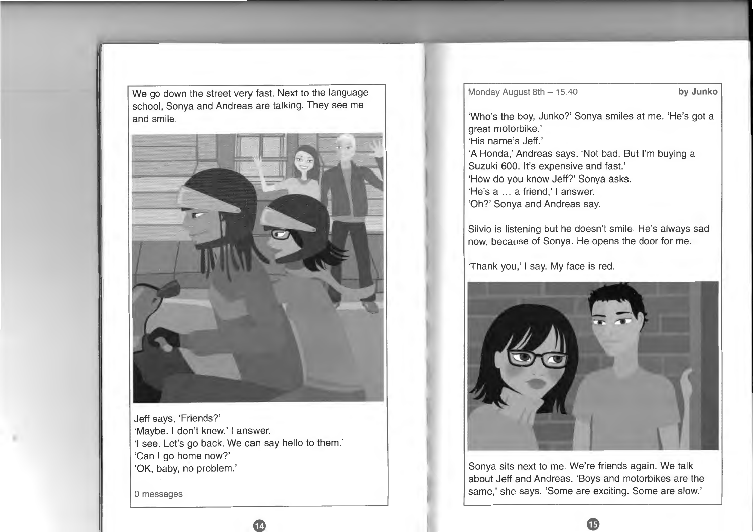We go down the street very fast. Next to the language school, Sonya and Andreas are talking. They see me and smile.

Jeff says, 'Friends?'
'Maybe. I don't know,' I answer.
'I see. Let's go back. We can say hello to them.'
'Can I go home now?'
'OK, baby, no problem.'

0 messages

Monday August 8th – 15.40 **by Junko**

'Who's the boy, Junko?' Sonya smiles at me. 'He's got a great motorbike.'
'His name's Jeff.'
'A Honda,' Andreas says. 'Not bad. But I'm buying a Suzuki 600. It's expensive and fast.'
'How do you know Jeff?' Sonya asks.
'He's a … a friend,' I answer.
'Oh?' Sonya and Andreas say.

Silvio is listening but he doesn't smile. He's always sad now, because of Sonya. He opens the door for me.

'Thank you,' I say. My face is red.

Sonya sits next to me. We're friends again. We talk about Jeff and Andreas. 'Boys and motorbikes are the same,' she says. 'Some are exciting. Some are slow.'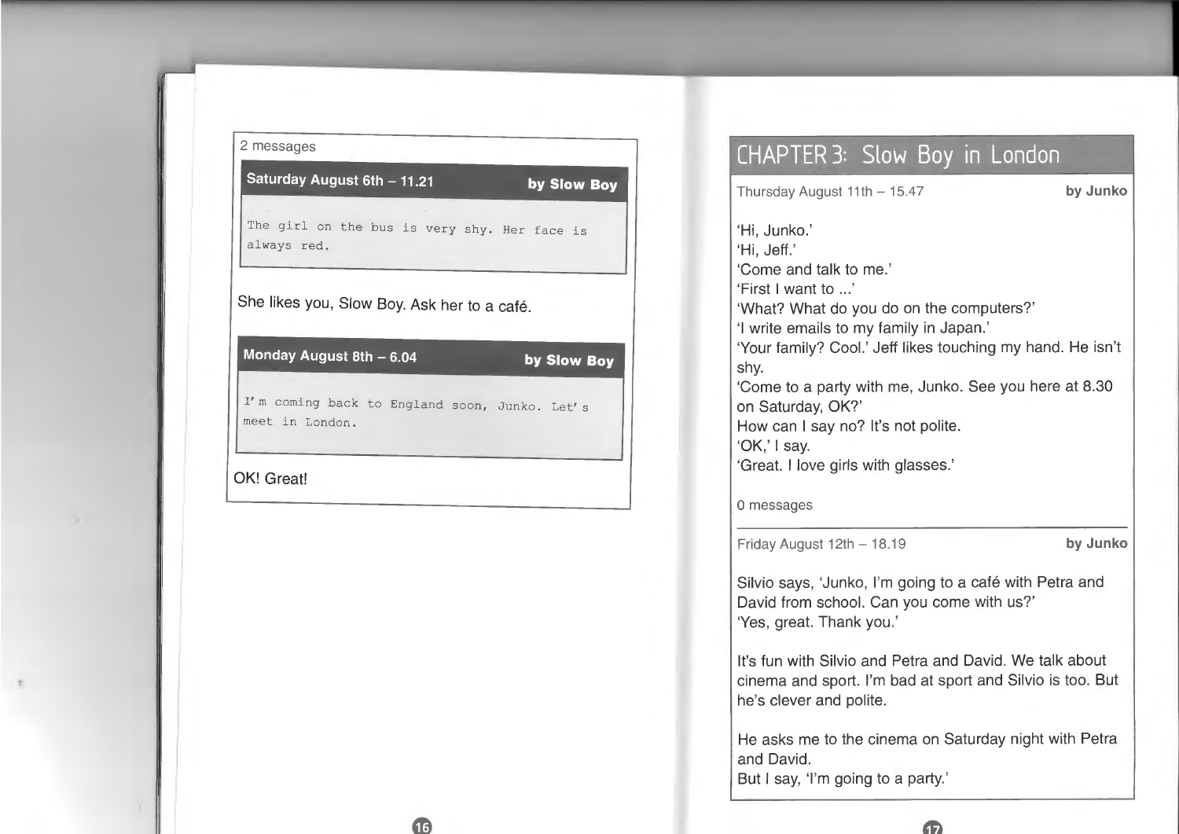2 messages

**Saturday August 6th – 11.21** **by Slow Boy**

The girl on the bus is very shy. Her face is always red.

She likes you, Slow Boy. Ask her to a café.

**Monday August 8th – 6.04** **by Slow Boy**

I'm coming back to England soon, Junko. Let's meet in London.

OK! Great!

# CHAPTER 3: Slow Boy in London

Thursday August 11th – 15.47 **by Junko**

'Hi, Junko.'
'Hi, Jeff.'
'Come and talk to me.'
'First I want to ...'
'What? What do you do on the computers?'
'I write emails to my family in Japan.'
'Your family? Cool.' Jeff likes touching my hand. He isn't shy.
'Come to a party with me, Junko. See you here at 8.30 on Saturday, OK?'
How can I say no? It's not polite.
'OK,' I say.
'Great. I love girls with glasses.'

0 messages

Friday August 12th – 18.19 **by Junko**

Silvio says, 'Junko, I'm going to a café with Petra and David from school. Can you come with us?'
'Yes, great. Thank you.'

It's fun with Silvio and Petra and David. We talk about cinema and sport. I'm bad at sport and Silvio is too. But he's clever and polite.

He asks me to the cinema on Saturday night with Petra and David.
But I say, 'I'm going to a party.'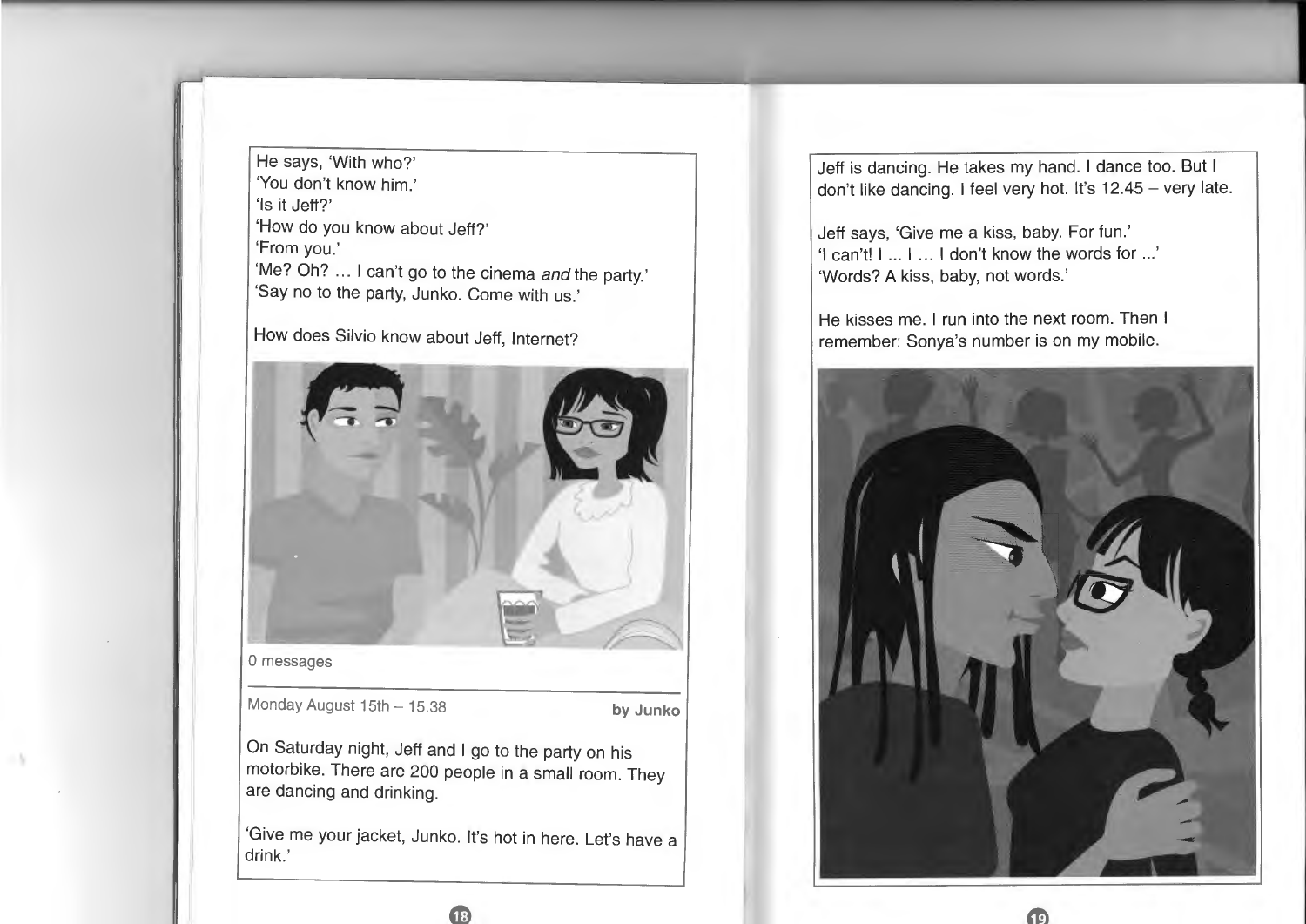He says, 'With who?'
'You don't know him.'
'Is it Jeff?'
'How do you know about Jeff?'
'From you.'
'Me? Oh? … I can't go to the cinema *and* the party.'
'Say no to the party, Junko. Come with us.'

How does Silvio know about Jeff, Internet?

0 messages

Monday August 15th – 15.38 **by Junko**

On Saturday night, Jeff and I go to the party on his motorbike. There are 200 people in a small room. They are dancing and drinking.

'Give me your jacket, Junko. It's hot in here. Let's have a drink.'

Jeff is dancing. He takes my hand. I dance too. But I don't like dancing. I feel very hot. It's 12.45 – very late.

Jeff says, 'Give me a kiss, baby. For fun.'
'I can't! I … I … I don't know the words for …'
'Words? A kiss, baby, not words.'

He kisses me. I run into the next room. Then I remember: Sonya's number is on my mobile.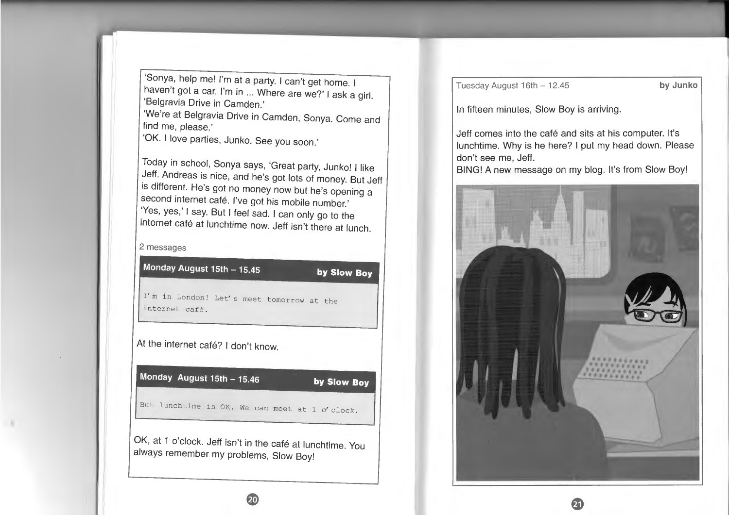'Sonya, help me! I'm at a party. I can't get home. I haven't got a car. I'm in ... Where are we?' I ask a girl.
'Belgravia Drive in Camden.'
'We're at Belgravia Drive in Camden, Sonya. Come and find me, please.'
'OK. I love parties, Junko. See you soon.'

Today in school, Sonya says, 'Great party, Junko! I like Jeff. Andreas is nice, and he's got lots of money. But Jeff is different. He's got no money now but he's opening a second internet café. I've got his mobile number.'
'Yes, yes,' I say. But I feel sad. I can only go to the internet café at lunchtime now. Jeff isn't there at lunch.

2 messages

**Monday August 15th – 15.45** **by Slow Boy**

I'm in London! Let's meet tomorrow at the internet café.

At the internet café? I don't know.

**Monday August 15th – 15.46** **by Slow Boy**

But lunchtime is OK. We can meet at 1 o'clock.

OK, at 1 o'clock. Jeff isn't in the café at lunchtime. You always remember my problems, Slow Boy!

Tuesday August 16th – 12.45 **by Junko**

In fifteen minutes, Slow Boy is arriving.

Jeff comes into the café and sits at his computer. It's lunchtime. Why is he here? I put my head down. Please don't see me, Jeff.
BING! A new message on my blog. It's from Slow Boy!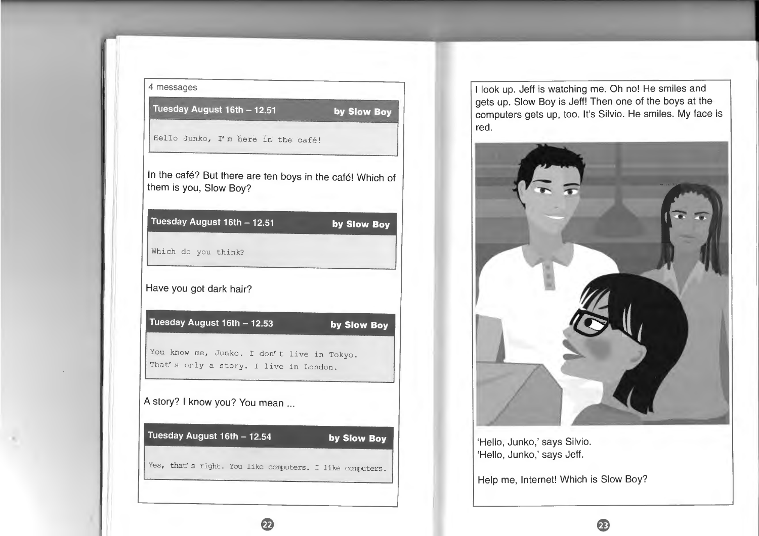4 messages

**Tuesday August 16th – 12.51** **by Slow Boy**

```
Hello Junko, I'm here in the café!
```

In the café? But there are ten boys in the café! Which of them is you, Slow Boy?

**Tuesday August 16th – 12.51** **by Slow Boy**

```
Which do you think?
```

Have you got dark hair?

**Tuesday August 16th – 12.53** **by Slow Boy**

```
You know me, Junko. I don't live in Tokyo.
That's only a story. I live in London.
```

A story? I know you? You mean ...

**Tuesday August 16th – 12.54** **by Slow Boy**

```
Yes, that's right. You like computers. I like computers.
```

I look up. Jeff is watching me. Oh no! He smiles and gets up. Slow Boy is Jeff! Then one of the boys at the computers gets up, too. It's Silvio. He smiles. My face is red.

'Hello, Junko,' says Silvio.
'Hello, Junko,' says Jeff.

Help me, Internet! Which is Slow Boy?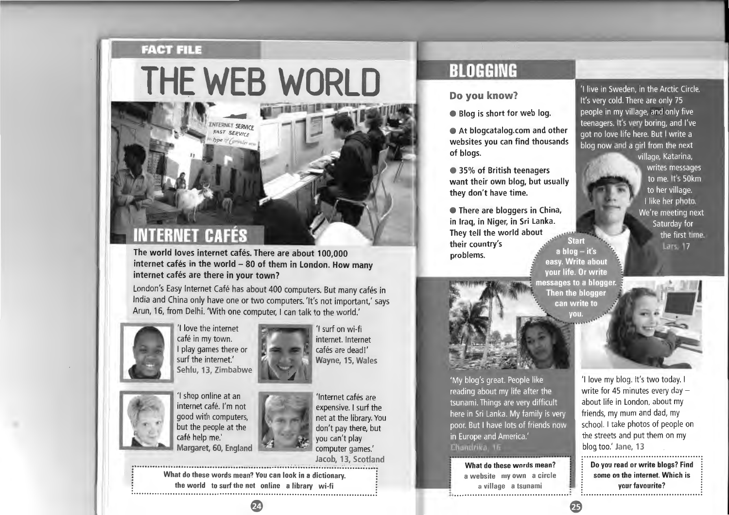FACT FILE

# THE WEB WORLD

## INTERNET CAFÉS

**The world loves internet cafés. There are about 100,000 internet cafés in the world – 80 of them in London. How many internet cafés are there in your town?**

London's Easy Internet Café has about 400 computers. But many cafés in India and China only have one or two computers. 'It's not important,' says Arun, 16, from Delhi. 'With one computer, I can talk to the world.'

'I love the internet café in my town. I play games there or surf the internet.' **Sehlu, 13, Zimbabwe**

'I surf on wi-fi internet. Internet cafés are dead!' **Wayne, 15, Wales**

'I shop online at an internet café. I'm not good with computers, but the people at the café help me.' **Margaret, 60, England**

'Internet cafés are expensive. I surf the net at the library. You don't pay there, but you can't play computer games.' **Jacob, 13, Scotland**

**What do these words mean? You can look in a dictionary.**
**the world to surf the net online a library wi-fi**

# BLOGGING

### Do you know?

- **Blog is short for web log.**
- **At blogcatalog.com and other websites you can find thousands of blogs.**
- **35% of British teenagers want their own blog, but usually they don't have time.**
- **There are bloggers in China, in Iraq, in Niger, in Sri Lanka. They tell the world about their country's problems.**

**Start a blog – it's easy. Write about your life. Or write messages to a blogger. Then the blogger can write to you.**

'I live in Sweden, in the Arctic Circle. It's very cold. There are only 75 people in my village, and only five teenagers. It's very boring, and I've got no love life here. But I write a blog now and a girl from the next village, Katarina, writes messages to me. It's 50km to her village. I like her photo. We're meeting next Saturday for the first time. Lars, 17

'My blog's great. People like reading about my life after the tsunami. Things are very difficult here in Sri Lanka. My family is very poor. But I have lots of friends now in Europe and America.' Chandrika, 16

'I love my blog. It's two today. I write for 45 minutes every day – about life in London, about my friends, my mum and dad, my school. I take photos of people on the streets and put them on my blog too.' Jane, 13

**What do these words mean?**
**a website my own a circle a village a tsunami**

**Do you read or write blogs? Find some on the internet. Which is your favourite?**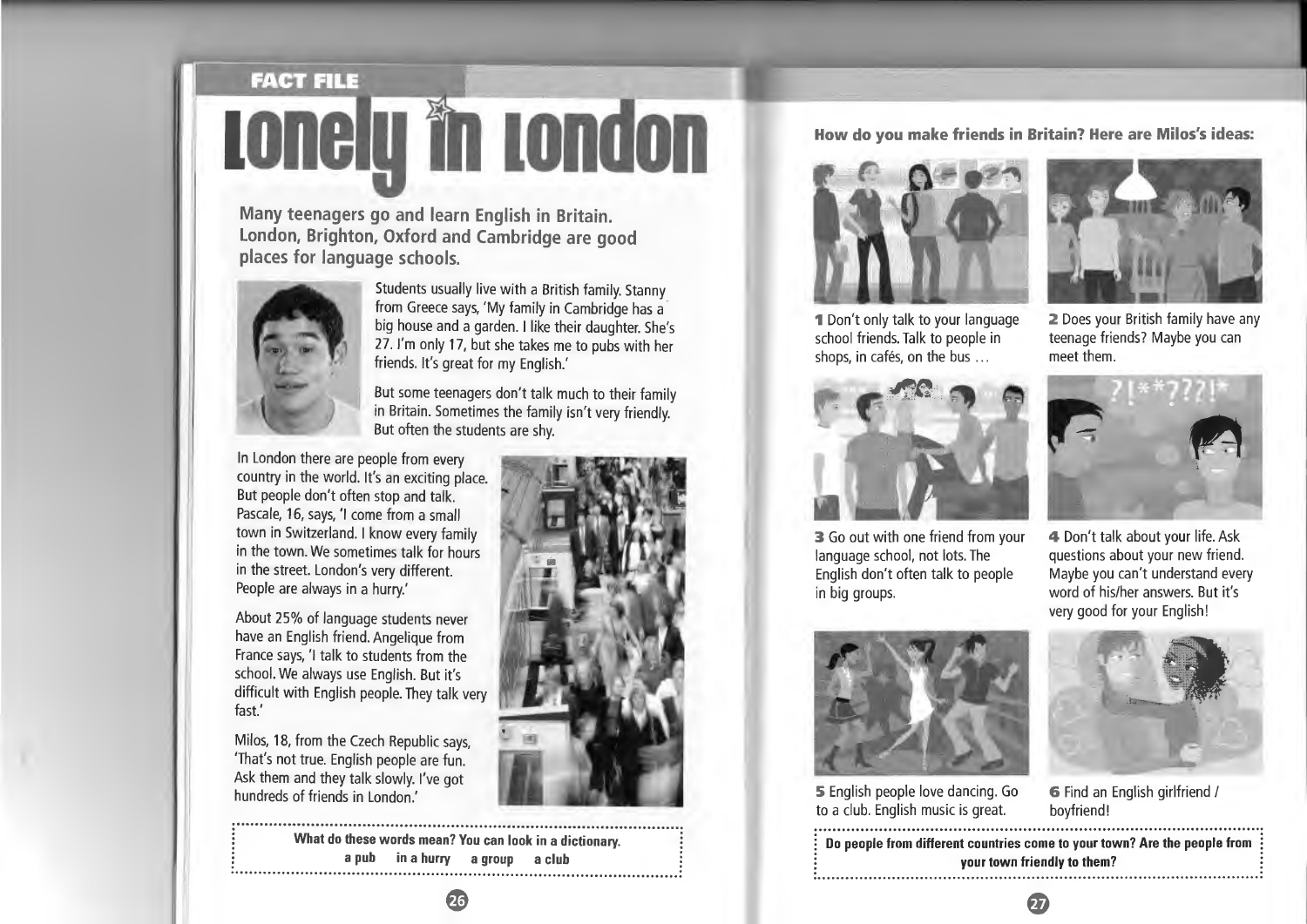FACT FILE

# Lonely in London

**Many teenagers go and learn English in Britain. London, Brighton, Oxford and Cambridge are good places for language schools.**

Students usually live with a British family. Stanny from Greece says, 'My family in Cambridge has a big house and a garden. I like their daughter. She's 27. I'm only 17, but she takes me to pubs with her friends. It's great for my English.'

But some teenagers don't talk much to their family in Britain. Sometimes the family isn't very friendly. But often the students are shy.

In London there are people from every country in the world. It's an exciting place. But people don't often stop and talk. Pascale, 16, says, 'I come from a small town in Switzerland. I know every family in the town. We sometimes talk for hours in the street. London's very different. People are always in a hurry.'

About 25% of language students never have an English friend. Angelique from France says, 'I talk to students from the school. We always use English. But it's difficult with English people. They talk very fast.'

Milos, 18, from the Czech Republic says, 'That's not true. English people are fun. Ask them and they talk slowly. I've got hundreds of friends in London.'

**What do these words mean? You can look in a dictionary.**
**a pub   in a hurry   a group   a club**

## How do you make friends in Britain? Here are Milos's ideas:

**1** Don't only talk to your language school friends. Talk to people in shops, in cafés, on the bus …

**2** Does your British family have any teenage friends? Maybe you can meet them.

**3** Go out with one friend from your language school, not lots. The English don't often talk to people in big groups.

**4** Don't talk about your life. Ask questions about your new friend. Maybe you can't understand every word of his/her answers. But it's very good for your English!

**5** English people love dancing. Go to a club. English music is great.

**6** Find an English girlfriend / boyfriend!

**Do people from different countries come to your town? Are the people from your town friendly to them?**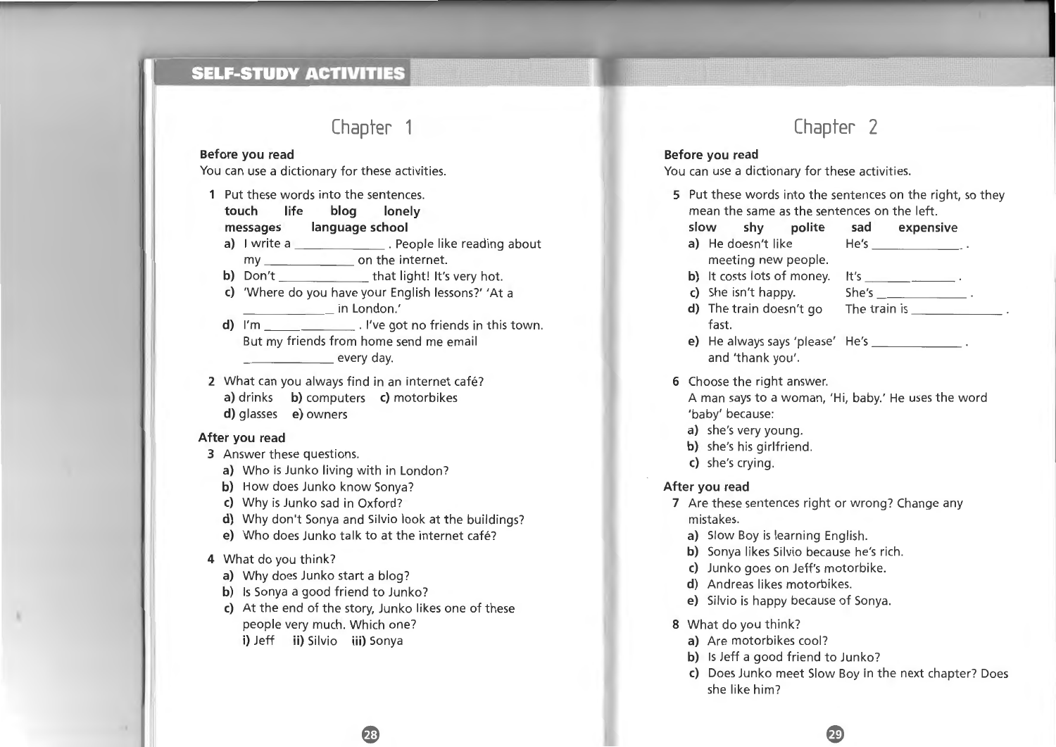## SELF-STUDY ACTIVITIES

# Chapter 1

**Before you read**

You can use a dictionary for these activities.

1 Put these words into the sentences.

**touch** **life** **blog** **lonely** **messages** **language school**

a) I write a __________ . People like reading about my __________ on the internet.
b) Don't __________ that light! It's very hot.
c) 'Where do you have your English lessons?' 'At a __________ in London.'
d) I'm __________ . I've got no friends in this town. But my friends from home send me email __________ every day.

2 What can you always find in an internet café?
**a)** drinks **b)** computers **c)** motorbikes **d)** glasses **e)** owners

**After you read**

3 Answer these questions.

a) Who is Junko living with in London?
b) How does Junko know Sonya?
c) Why is Junko sad in Oxford?
d) Why don't Sonya and Silvio look at the buildings?
e) Who does Junko talk to at the internet café?

4 What do you think?

a) Why does Junko start a blog?
b) Is Sonya a good friend to Junko?
c) At the end of the story, Junko likes one of these people very much. Which one?
**i)** Jeff **ii)** Silvio **iii)** Sonya

# Chapter 2

**Before you read**

You can use a dictionary for these activities.

5 Put these words into the sentences on the right, so they mean the same as the sentences on the left.

**slow** **shy** **polite** **sad** **expensive**

a) He doesn't like meeting new people. — He's __________ .
b) It costs lots of money. — It's __________ .
c) She isn't happy. — She's __________ .
d) The train doesn't go fast. — The train is __________ .
e) He always says 'please' and 'thank you'. — He's __________ .

6 Choose the right answer.

A man says to a woman, 'Hi, baby.' He uses the word 'baby' because:

a) she's very young.
b) she's his girlfriend.
c) she's crying.

**After you read**

7 Are these sentences right or wrong? Change any mistakes.

a) Slow Boy is learning English.
b) Sonya likes Silvio because he's rich.
c) Junko goes on Jeff's motorbike.
d) Andreas likes motorbikes.
e) Silvio is happy because of Sonya.

8 What do you think?

a) Are motorbikes cool?
b) Is Jeff a good friend to Junko?
c) Does Junko meet Slow Boy in the next chapter? Does she like him?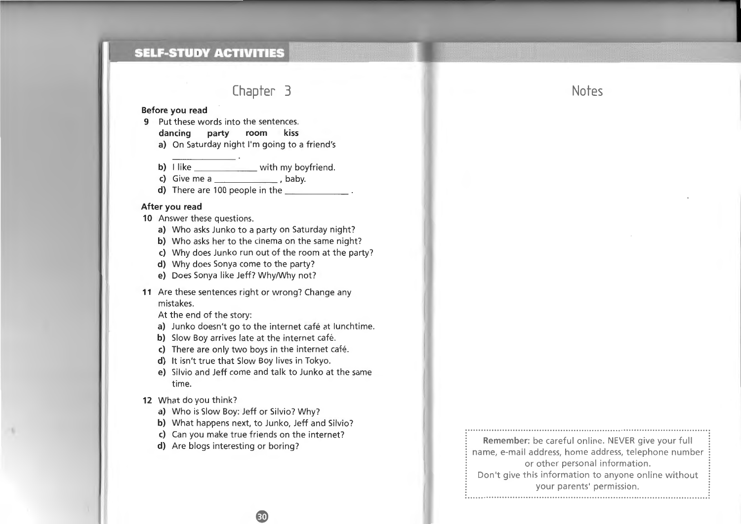## Chapter 3

**Before you read**

**9** Put these words into the sentences.

**dancing** **party** **room** **kiss**

**a)** On Saturday night I'm going to a friend's \_\_\_\_\_\_\_\_\_\_\_\_ .

**b)** I like \_\_\_\_\_\_\_\_\_\_\_\_ with my boyfriend.

**c)** Give me a \_\_\_\_\_\_\_\_\_\_\_\_ , baby.

**d)** There are 100 people in the \_\_\_\_\_\_\_\_\_\_\_\_ .

**After you read**

**10** Answer these questions.

**a)** Who asks Junko to a party on Saturday night?

**b)** Who asks her to the cinema on the same night?

**c)** Why does Junko run out of the room at the party?

**d)** Why does Sonya come to the party?

**e)** Does Sonya like Jeff? Why/Why not?

**11** Are these sentences right or wrong? Change any mistakes.

At the end of the story:

**a)** Junko doesn't go to the internet café at lunchtime.

**b)** Slow Boy arrives late at the internet café.

**c)** There are only two boys in the internet café.

**d)** It isn't true that Slow Boy lives in Tokyo.

**e)** Silvio and Jeff come and talk to Junko at the same time.

**12** What do you think?

**a)** Who is Slow Boy: Jeff or Silvio? Why?

**b)** What happens next, to Junko, Jeff and Silvio?

**c)** Can you make true friends on the internet?

**d)** Are blogs interesting or boring?

## Notes

**Remember:** be careful online. NEVER give your full name, e-mail address, home address, telephone number or other personal information.
Don't give this information to anyone online without your parents' permission.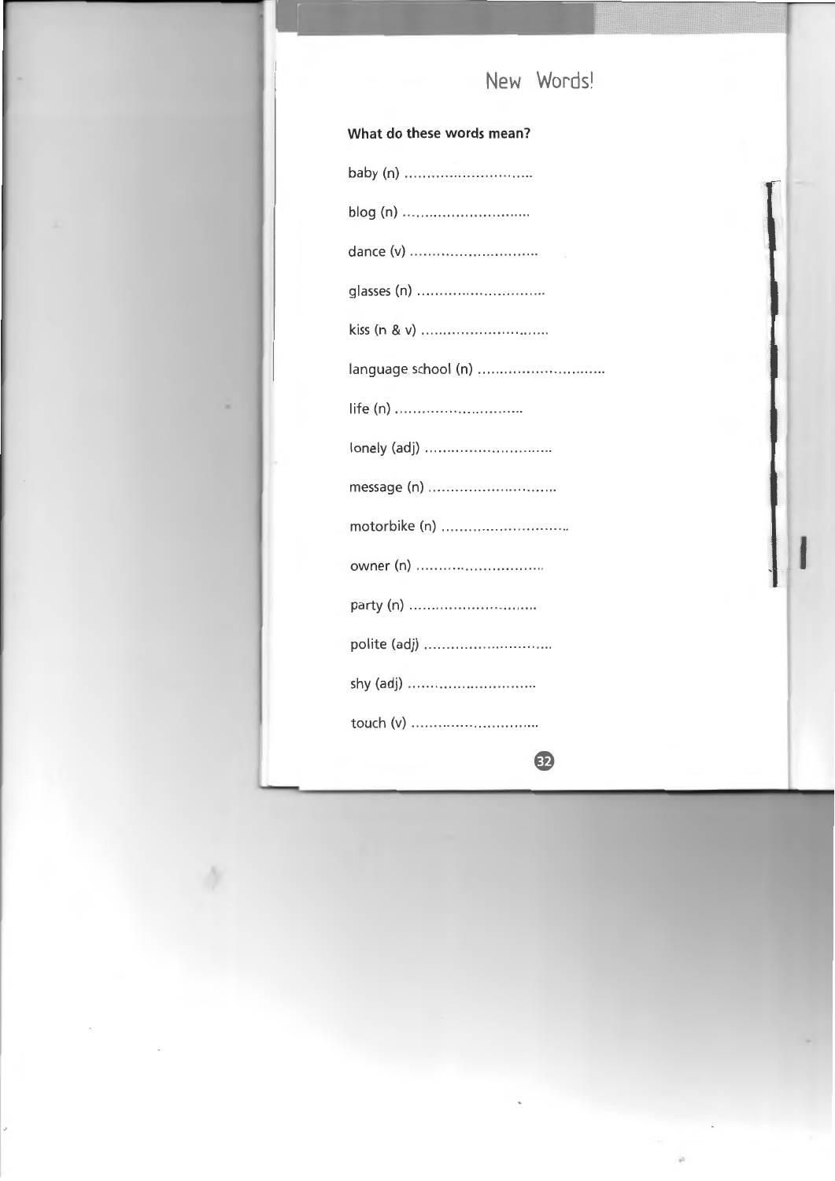# New Words!

**What do these words mean?**

baby (n) ..............................

blog (n) ..............................

dance (v) ..............................

glasses (n) ..............................

kiss (n & v) ..............................

language school (n) ..............................

life (n) ..............................

lonely (adj) ..............................

message (n) ..............................

motorbike (n) ..............................

owner (n) ..............................

party (n) ..............................

polite (adj) ..............................

shy (adj) ..............................

touch (v) ..............................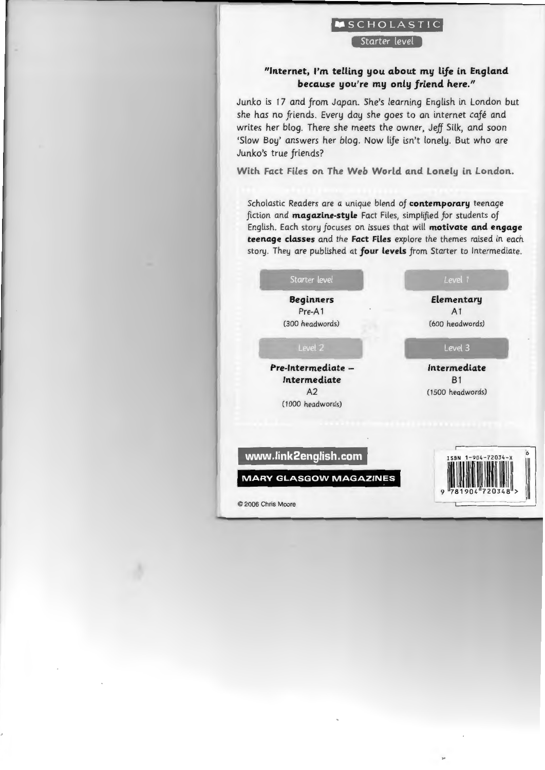SCHOLASTIC

Starter level

**"Internet, I'm telling you about my life in England because you're my only friend here."**

Junko is 17 and from Japan. She's learning English in London but she has no friends. Every day she goes to an internet café and writes her blog. There she meets the owner, Jeff Silk, and soon 'Slow Boy' answers her blog. Now life isn't lonely. But who are Junko's true friends?

**With Fact Files on The Web World and Lonely in London.**

Scholastic Readers are a unique blend of **contemporary** teenage fiction and **magazine-style** Fact Files, simplified for students of English. Each story focuses on issues that will **motivate and engage teenage classes** and the **Fact Files** explore the themes raised in each story. They are published at **four levels** from Starter to Intermediate.

| Starter level | Level 1 |
| --- | --- |
| **Beginners**<br>Pre-A1<br>(300 headwords) | **Elementary**<br>A1<br>(600 headwords) |
| **Level 2** | **Level 3** |
| **Pre-Intermediate – Intermediate**<br>A2<br>(1000 headwords) | **Intermediate**<br>B1<br>(1500 headwords) |

**www.link2english.com**

**MARY GLASGOW MAGAZINES**

ISBN 1-904-72034-X

9 781904 720348

© 2006 Chris Moore